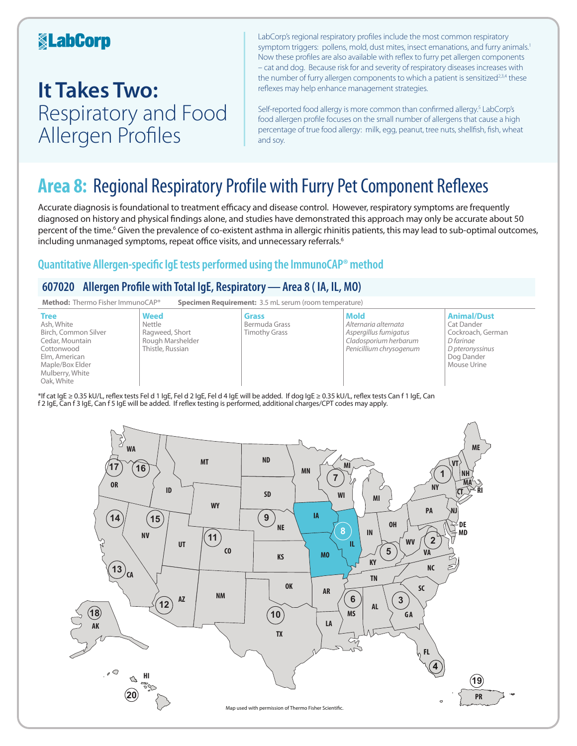LabCorp

# It Takes Two: Respiratory and Food Allergen Profiles

LabCorp's regional respiratory profiles include the most common respiratory symptom triggers: pollens, mold, dust mites, insect emanations, and furry animals.[1] Now these profiles are also available with reflex to furry pet allergen components – cat and dog. Because risk for and severity of respiratory diseases increases with the number of furry allergen components to which a patient is sensitized[2,3,4] these reflexes may help enhance management strategies.

Self-reported food allergy is more common than confirmed allergy.[5] LabCorp's food allergen profile focuses on the small number of allergens that cause a high percentage of true food allergy: milk, egg, peanut, tree nuts, shellfish, fish, wheat and soy.

## Area 8: Regional Respiratory Profile with Furry Pet Component Reflexes

Accurate diagnosis is foundational to treatment efficacy and disease control. However, respiratory symptoms are frequently diagnosed on history and physical findings alone, and studies have demonstrated this approach may only be accurate about 50 percent of the time.[6] Given the prevalence of co-existent asthma in allergic rhinitis patients, this may lead to sub-optimal outcomes, including unmanaged symptoms, repeat office visits, and unnecessary referrals.[6]

### Quantitative Allergen-specific IgE tests performed using the ImmunoCAP® method

#### 607020 Allergen Profile with Total IgE, Respiratory — Area 8 ( IA, IL, MO)

**Method:** Thermo Fisher ImmunoCAP® **Specimen Requirement:** 3.5 mL serum (room temperature)

| Tree | Weed | Grass | Mold | Animal/Dust |
|---|---|---|---|---|
| Ash, White | Nettle | Bermuda Grass | *Alternaria alternata* | Cat Dander |
| Birch, Common Silver | Ragweed, Short | Timothy Grass | *Aspergillus fumigatus* | Cockroach, German |
| Cedar, Mountain | Rough Marshelder | | *Cladosporium herbarum* | *D farinae* |
| Cottonwood | Thistle, Russian | | *Penicillium chrysogenum* | *D pteronyssinus* |
| Elm, American | | | | Dog Dander |
| Maple/Box Elder | | | | Mouse Urine |
| Mulberry, White | | | | |
| Oak, White | | | | |

*If cat IgE ≥ 0.35 kU/L, reflex tests Fel d 1 IgE, Fel d 2 IgE, Fel d 4 IgE will be added. If dog IgE ≥ 0.35 kU/L, reflex tests Can f 1 IgE, Can f 2 IgE, Can f 3 IgE, Can f 5 IgE will be added. If reflex testing is performed, additional charges/CPT codes may apply.

Map used with permission of Thermo Fisher Scientific.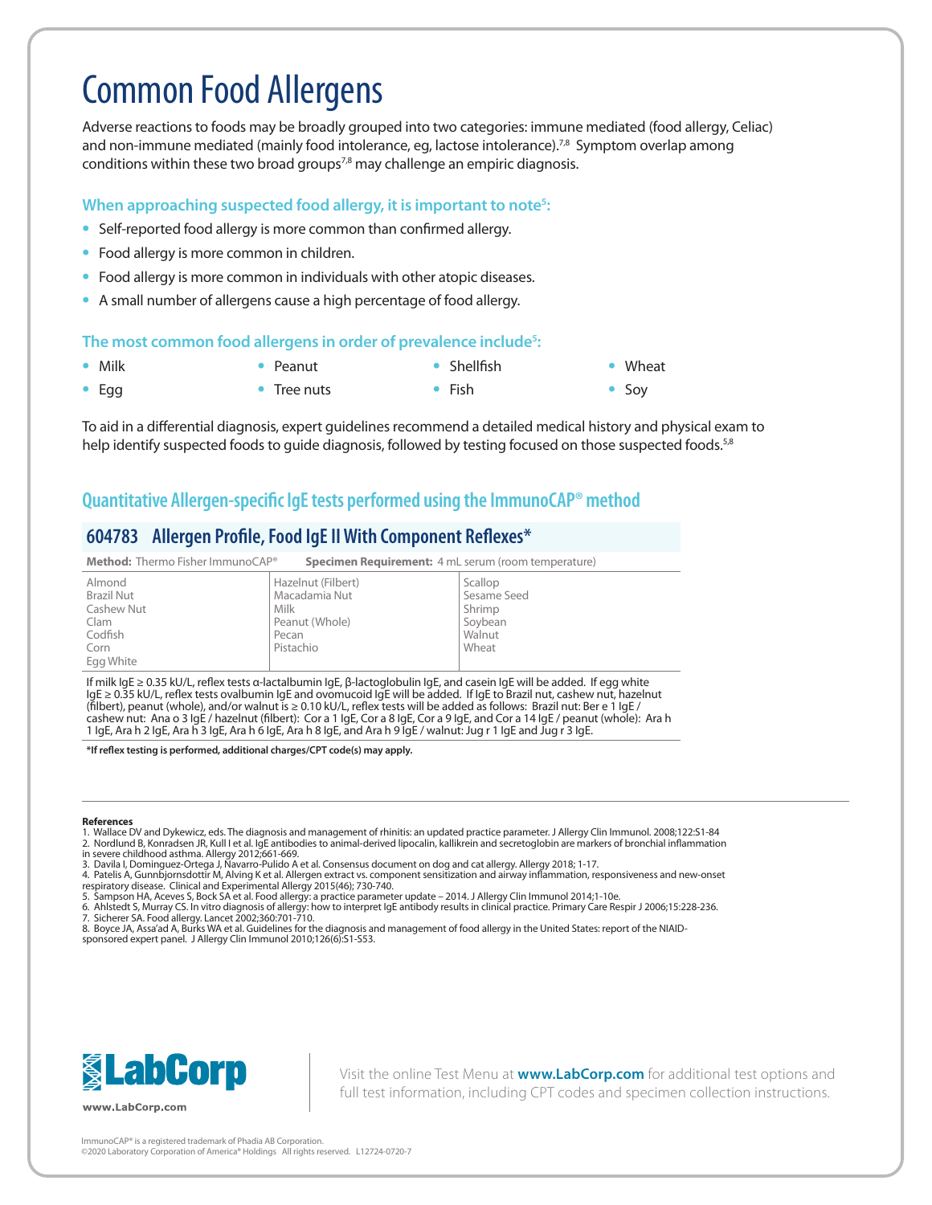# Common Food Allergens

Adverse reactions to foods may be broadly grouped into two categories: immune mediated (food allergy, Celiac) and non-immune mediated (mainly food intolerance, eg, lactose intolerance).[7,8] Symptom overlap among conditions within these two broad groups[7,8] may challenge an empiric diagnosis.

### When approaching suspected food allergy, it is important to note[5]:

- Self-reported food allergy is more common than confirmed allergy.
- Food allergy is more common in children.
- Food allergy is more common in individuals with other atopic diseases.
- A small number of allergens cause a high percentage of food allergy.

### The most common food allergens in order of prevalence include[5]:

- Milk
- Egg
- Peanut
- Tree nuts
- Shellfish
- Fish
- Wheat
- Soy

To aid in a differential diagnosis, expert guidelines recommend a detailed medical history and physical exam to help identify suspected foods to guide diagnosis, followed by testing focused on those suspected foods.[5,8]

## Quantitative Allergen-specific IgE tests performed using the ImmunoCAP® method

### 604783 Allergen Profile, Food IgE II With Component Reflexes*

**Method:** Thermo Fisher ImmunoCAP® **Specimen Requirement:** 4 mL serum (room temperature)

| | | |
|---|---|---|
| Almond | Hazelnut (Filbert) | Scallop |
| Brazil Nut | Macadamia Nut | Sesame Seed |
| Cashew Nut | Milk | Shrimp |
| Clam | Peanut (Whole) | Soybean |
| Codfish | Pecan | Walnut |
| Corn | Pistachio | Wheat |
| Egg White | | |

If milk IgE ≥ 0.35 kU/L, reflex tests α-lactalbumin IgE, β-lactoglobulin IgE, and casein IgE will be added. If egg white IgE ≥ 0.35 kU/L, reflex tests ovalbumin IgE and ovomucoid IgE will be added. If IgE to Brazil nut, cashew nut, hazelnut (filbert), peanut (whole), and/or walnut is ≥ 0.10 kU/L, reflex tests will be added as follows: Brazil nut: Ber e 1 IgE / cashew nut: Ana o 3 IgE / hazelnut (filbert): Cor a 1 IgE, Cor a 8 IgE, Cor a 9 IgE, and Cor a 14 IgE / peanut (whole): Ara h 1 IgE, Ara h 2 IgE, Ara h 3 IgE, Ara h 6 IgE, Ara h 8 IgE, and Ara h 9 IgE / walnut: Jug r 1 IgE and Jug r 3 IgE.

**\*If reflex testing is performed, additional charges/CPT code(s) may apply.**

**References**

1. Wallace DV and Dykewicz, eds. The diagnosis and management of rhinitis: an updated practice parameter. J Allergy Clin Immunol. 2008;122:S1-84
2. Nordlund B, Konradsen JR, Kull I et al. IgE antibodies to animal-derived lipocalin, kallikrein and secretoglobin are markers of bronchial inflammation in severe childhood asthma. Allergy 2012;661-669.
3. Davila I, Dominguez-Ortega J, Navarro-Pulido A et al. Consensus document on dog and cat allergy. Allergy 2018; 1-17.
4. Patelis A, Gunnbjornsdottir M, Alving K et al. Allergen extract vs. component sensitization and airway inflammation, responsiveness and new-onset respiratory disease. Clinical and Experimental Allergy 2015(46); 730-740.
5. Sampson HA, Aceves S, Bock SA et al. Food allergy: a practice parameter update – 2014. J Allergy Clin Immunol 2014;1-10e.
6. Ahlstedt S, Murray CS. In vitro diagnosis of allergy: how to interpret IgE antibody results in clinical practice. Primary Care Respir J 2006;15:228-236.
7. Sicherer SA. Food allergy. Lancet 2002;360:701-710.
8. Boyce JA, Assa'ad A, Burks WA et al. Guidelines for the diagnosis and management of food allergy in the United States: report of the NIAID-sponsored expert panel. J Allergy Clin Immunol 2010;126(6):S1-S53.

LabCorp

www.LabCorp.com

Visit the online Test Menu at **www.LabCorp.com** for additional test options and full test information, including CPT codes and specimen collection instructions.

ImmunoCAP® is a registered trademark of Phadia AB Corporation.
©2020 Laboratory Corporation of America® Holdings All rights reserved. L12724-0720-7